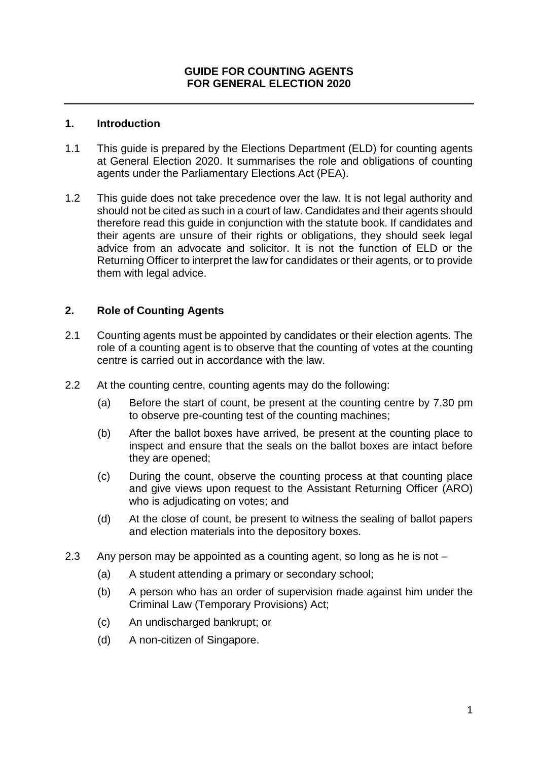# GUIDE FOR COUNTING AGENTS FOR GENERAL ELECTION 2020

## 1. Introduction

1.1 This guide is prepared by the Elections Department (ELD) for counting agents at General Election 2020. It summarises the role and obligations of counting agents under the Parliamentary Elections Act (PEA).

1.2 This guide does not take precedence over the law. It is not legal authority and should not be cited as such in a court of law. Candidates and their agents should therefore read this guide in conjunction with the statute book. If candidates and their agents are unsure of their rights or obligations, they should seek legal advice from an advocate and solicitor. It is not the function of ELD or the Returning Officer to interpret the law for candidates or their agents, or to provide them with legal advice.

## 2. Role of Counting Agents

2.1 Counting agents must be appointed by candidates or their election agents. The role of a counting agent is to observe that the counting of votes at the counting centre is carried out in accordance with the law.

2.2 At the counting centre, counting agents may do the following:

(a) Before the start of count, be present at the counting centre by 7.30 pm to observe pre-counting test of the counting machines;

(b) After the ballot boxes have arrived, be present at the counting place to inspect and ensure that the seals on the ballot boxes are intact before they are opened;

(c) During the count, observe the counting process at that counting place and give views upon request to the Assistant Returning Officer (ARO) who is adjudicating on votes; and

(d) At the close of count, be present to witness the sealing of ballot papers and election materials into the depository boxes.

2.3 Any person may be appointed as a counting agent, so long as he is not –

(a) A student attending a primary or secondary school;

(b) A person who has an order of supervision made against him under the Criminal Law (Temporary Provisions) Act;

(c) An undischarged bankrupt; or

(d) A non-citizen of Singapore.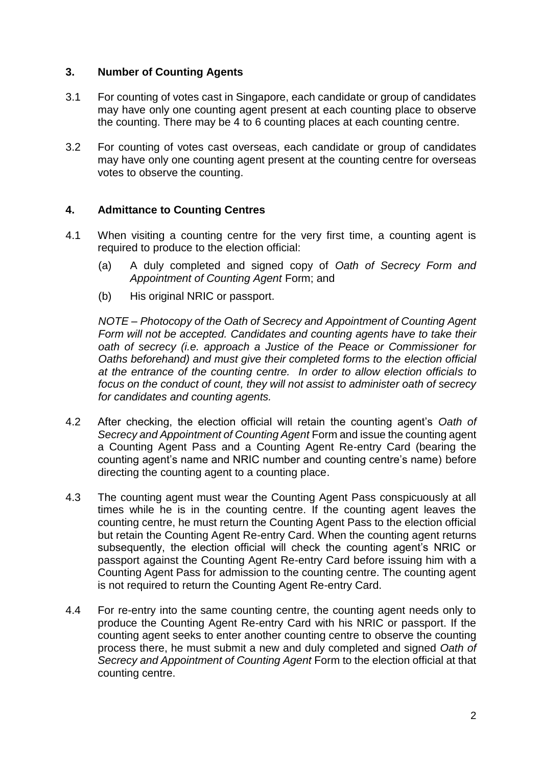## 3. Number of Counting Agents

3.1 For counting of votes cast in Singapore, each candidate or group of candidates may have only one counting agent present at each counting place to observe the counting. There may be 4 to 6 counting places at each counting centre.

3.2 For counting of votes cast overseas, each candidate or group of candidates may have only one counting agent present at the counting centre for overseas votes to observe the counting.

## 4. Admittance to Counting Centres

4.1 When visiting a counting centre for the very first time, a counting agent is required to produce to the election official:

(a) A duly completed and signed copy of *Oath of Secrecy Form and Appointment of Counting Agent* Form; and

(b) His original NRIC or passport.

*NOTE – Photocopy of the Oath of Secrecy and Appointment of Counting Agent Form will not be accepted. Candidates and counting agents have to take their oath of secrecy (i.e. approach a Justice of the Peace or Commissioner for Oaths beforehand) and must give their completed forms to the election official at the entrance of the counting centre. In order to allow election officials to focus on the conduct of count, they will not assist to administer oath of secrecy for candidates and counting agents.*

4.2 After checking, the election official will retain the counting agent's *Oath of Secrecy and Appointment of Counting Agent* Form and issue the counting agent a Counting Agent Pass and a Counting Agent Re-entry Card (bearing the counting agent's name and NRIC number and counting centre's name) before directing the counting agent to a counting place.

4.3 The counting agent must wear the Counting Agent Pass conspicuously at all times while he is in the counting centre. If the counting agent leaves the counting centre, he must return the Counting Agent Pass to the election official but retain the Counting Agent Re-entry Card. When the counting agent returns subsequently, the election official will check the counting agent's NRIC or passport against the Counting Agent Re-entry Card before issuing him with a Counting Agent Pass for admission to the counting centre. The counting agent is not required to return the Counting Agent Re-entry Card.

4.4 For re-entry into the same counting centre, the counting agent needs only to produce the Counting Agent Re-entry Card with his NRIC or passport. If the counting agent seeks to enter another counting centre to observe the counting process there, he must submit a new and duly completed and signed *Oath of Secrecy and Appointment of Counting Agent* Form to the election official at that counting centre.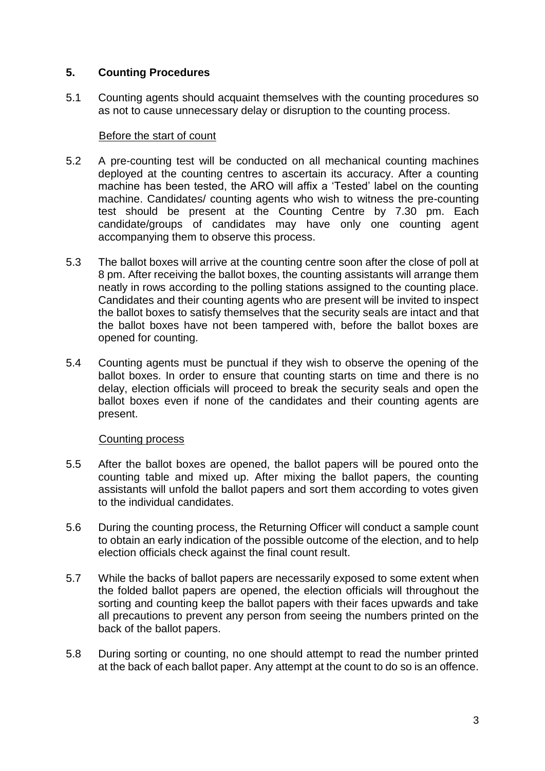## 5. Counting Procedures

5.1 Counting agents should acquaint themselves with the counting procedures so as not to cause unnecessary delay or disruption to the counting process.

<u>Before the start of count</u>

5.2 A pre-counting test will be conducted on all mechanical counting machines deployed at the counting centres to ascertain its accuracy. After a counting machine has been tested, the ARO will affix a 'Tested' label on the counting machine. Candidates/ counting agents who wish to witness the pre-counting test should be present at the Counting Centre by 7.30 pm. Each candidate/groups of candidates may have only one counting agent accompanying them to observe this process.

5.3 The ballot boxes will arrive at the counting centre soon after the close of poll at 8 pm. After receiving the ballot boxes, the counting assistants will arrange them neatly in rows according to the polling stations assigned to the counting place. Candidates and their counting agents who are present will be invited to inspect the ballot boxes to satisfy themselves that the security seals are intact and that the ballot boxes have not been tampered with, before the ballot boxes are opened for counting.

5.4 Counting agents must be punctual if they wish to observe the opening of the ballot boxes. In order to ensure that counting starts on time and there is no delay, election officials will proceed to break the security seals and open the ballot boxes even if none of the candidates and their counting agents are present.

<u>Counting process</u>

5.5 After the ballot boxes are opened, the ballot papers will be poured onto the counting table and mixed up. After mixing the ballot papers, the counting assistants will unfold the ballot papers and sort them according to votes given to the individual candidates.

5.6 During the counting process, the Returning Officer will conduct a sample count to obtain an early indication of the possible outcome of the election, and to help election officials check against the final count result.

5.7 While the backs of ballot papers are necessarily exposed to some extent when the folded ballot papers are opened, the election officials will throughout the sorting and counting keep the ballot papers with their faces upwards and take all precautions to prevent any person from seeing the numbers printed on the back of the ballot papers.

5.8 During sorting or counting, no one should attempt to read the number printed at the back of each ballot paper. Any attempt at the count to do so is an offence.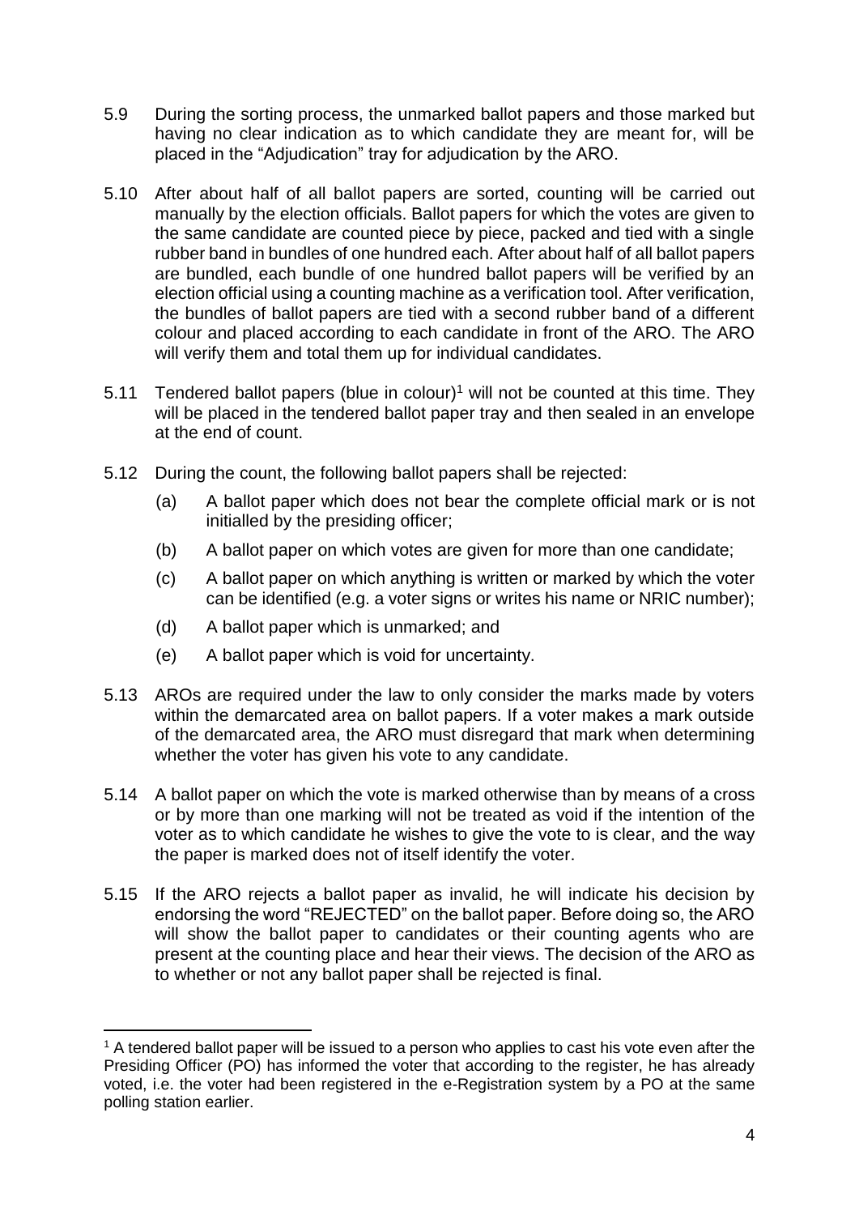5.9 During the sorting process, the unmarked ballot papers and those marked but having no clear indication as to which candidate they are meant for, will be placed in the "Adjudication" tray for adjudication by the ARO.

5.10 After about half of all ballot papers are sorted, counting will be carried out manually by the election officials. Ballot papers for which the votes are given to the same candidate are counted piece by piece, packed and tied with a single rubber band in bundles of one hundred each. After about half of all ballot papers are bundled, each bundle of one hundred ballot papers will be verified by an election official using a counting machine as a verification tool. After verification, the bundles of ballot papers are tied with a second rubber band of a different colour and placed according to each candidate in front of the ARO. The ARO will verify them and total them up for individual candidates.

5.11 Tendered ballot papers (blue in colour)[1] will not be counted at this time. They will be placed in the tendered ballot paper tray and then sealed in an envelope at the end of count.

5.12 During the count, the following ballot papers shall be rejected:

- (a) A ballot paper which does not bear the complete official mark or is not initialled by the presiding officer;
- (b) A ballot paper on which votes are given for more than one candidate;
- (c) A ballot paper on which anything is written or marked by which the voter can be identified (e.g. a voter signs or writes his name or NRIC number);
- (d) A ballot paper which is unmarked; and
- (e) A ballot paper which is void for uncertainty.

5.13 AROs are required under the law to only consider the marks made by voters within the demarcated area on ballot papers. If a voter makes a mark outside of the demarcated area, the ARO must disregard that mark when determining whether the voter has given his vote to any candidate.

5.14 A ballot paper on which the vote is marked otherwise than by means of a cross or by more than one marking will not be treated as void if the intention of the voter as to which candidate he wishes to give the vote to is clear, and the way the paper is marked does not of itself identify the voter.

5.15 If the ARO rejects a ballot paper as invalid, he will indicate his decision by endorsing the word "REJECTED" on the ballot paper. Before doing so, the ARO will show the ballot paper to candidates or their counting agents who are present at the counting place and hear their views. The decision of the ARO as to whether or not any ballot paper shall be rejected is final.

---

[1] A tendered ballot paper will be issued to a person who applies to cast his vote even after the Presiding Officer (PO) has informed the voter that according to the register, he has already voted, i.e. the voter had been registered in the e-Registration system by a PO at the same polling station earlier.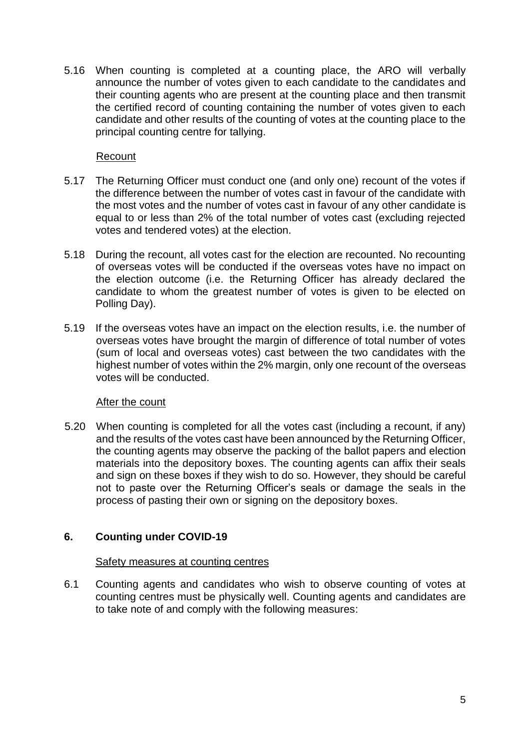5.16 When counting is completed at a counting place, the ARO will verbally announce the number of votes given to each candidate to the candidates and their counting agents who are present at the counting place and then transmit the certified record of counting containing the number of votes given to each candidate and other results of the counting of votes at the counting place to the principal counting centre for tallying.

<u>Recount</u>

5.17 The Returning Officer must conduct one (and only one) recount of the votes if the difference between the number of votes cast in favour of the candidate with the most votes and the number of votes cast in favour of any other candidate is equal to or less than 2% of the total number of votes cast (excluding rejected votes and tendered votes) at the election.

5.18 During the recount, all votes cast for the election are recounted. No recounting of overseas votes will be conducted if the overseas votes have no impact on the election outcome (i.e. the Returning Officer has already declared the candidate to whom the greatest number of votes is given to be elected on Polling Day).

5.19 If the overseas votes have an impact on the election results, i.e. the number of overseas votes have brought the margin of difference of total number of votes (sum of local and overseas votes) cast between the two candidates with the highest number of votes within the 2% margin, only one recount of the overseas votes will be conducted.

<u>After the count</u>

5.20 When counting is completed for all the votes cast (including a recount, if any) and the results of the votes cast have been announced by the Returning Officer, the counting agents may observe the packing of the ballot papers and election materials into the depository boxes. The counting agents can affix their seals and sign on these boxes if they wish to do so. However, they should be careful not to paste over the Returning Officer's seals or damage the seals in the process of pasting their own or signing on the depository boxes.

## 6. Counting under COVID-19

<u>Safety measures at counting centres</u>

6.1 Counting agents and candidates who wish to observe counting of votes at counting centres must be physically well. Counting agents and candidates are to take note of and comply with the following measures: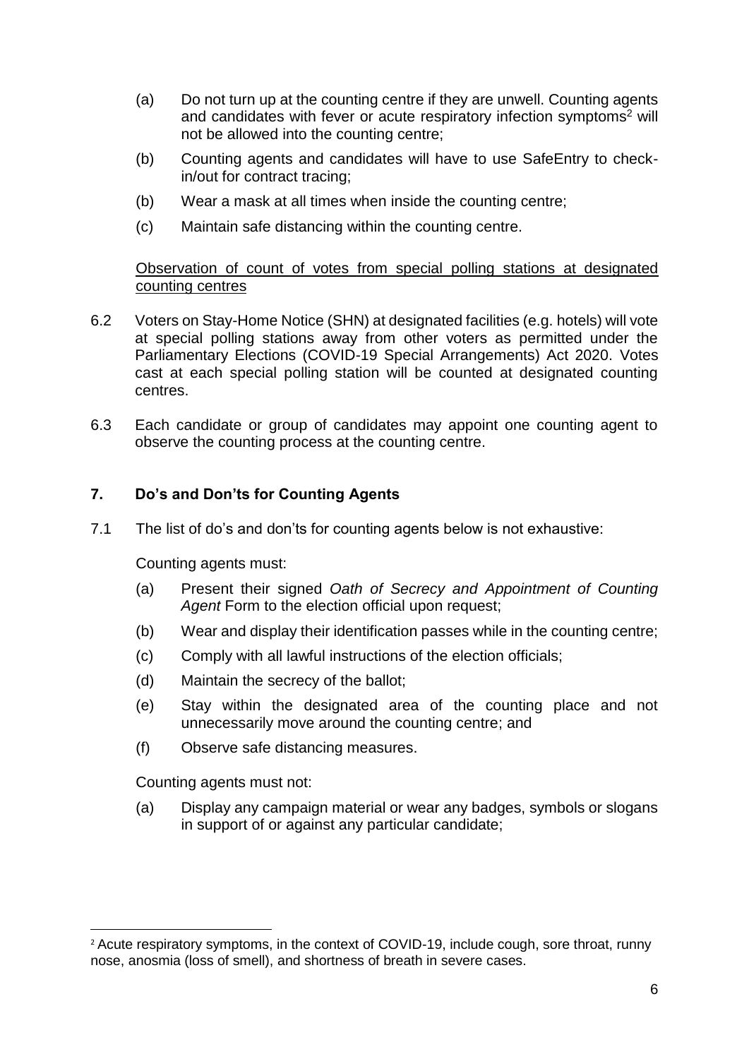(a) Do not turn up at the counting centre if they are unwell. Counting agents and candidates with fever or acute respiratory infection symptoms[2] will not be allowed into the counting centre;

(b) Counting agents and candidates will have to use SafeEntry to check-in/out for contract tracing;

(b) Wear a mask at all times when inside the counting centre;

(c) Maintain safe distancing within the counting centre.

<u>Observation of count of votes from special polling stations at designated counting centres</u>

6.2 Voters on Stay-Home Notice (SHN) at designated facilities (e.g. hotels) will vote at special polling stations away from other voters as permitted under the Parliamentary Elections (COVID-19 Special Arrangements) Act 2020. Votes cast at each special polling station will be counted at designated counting centres.

6.3 Each candidate or group of candidates may appoint one counting agent to observe the counting process at the counting centre.

## 7. Do's and Don'ts for Counting Agents

7.1 The list of do's and don'ts for counting agents below is not exhaustive:

Counting agents must:

(a) Present their signed *Oath of Secrecy and Appointment of Counting Agent* Form to the election official upon request;

(b) Wear and display their identification passes while in the counting centre;

(c) Comply with all lawful instructions of the election officials;

(d) Maintain the secrecy of the ballot;

(e) Stay within the designated area of the counting place and not unnecessarily move around the counting centre; and

(f) Observe safe distancing measures.

Counting agents must not:

(a) Display any campaign material or wear any badges, symbols or slogans in support of or against any particular candidate;

[2] Acute respiratory symptoms, in the context of COVID-19, include cough, sore throat, runny nose, anosmia (loss of smell), and shortness of breath in severe cases.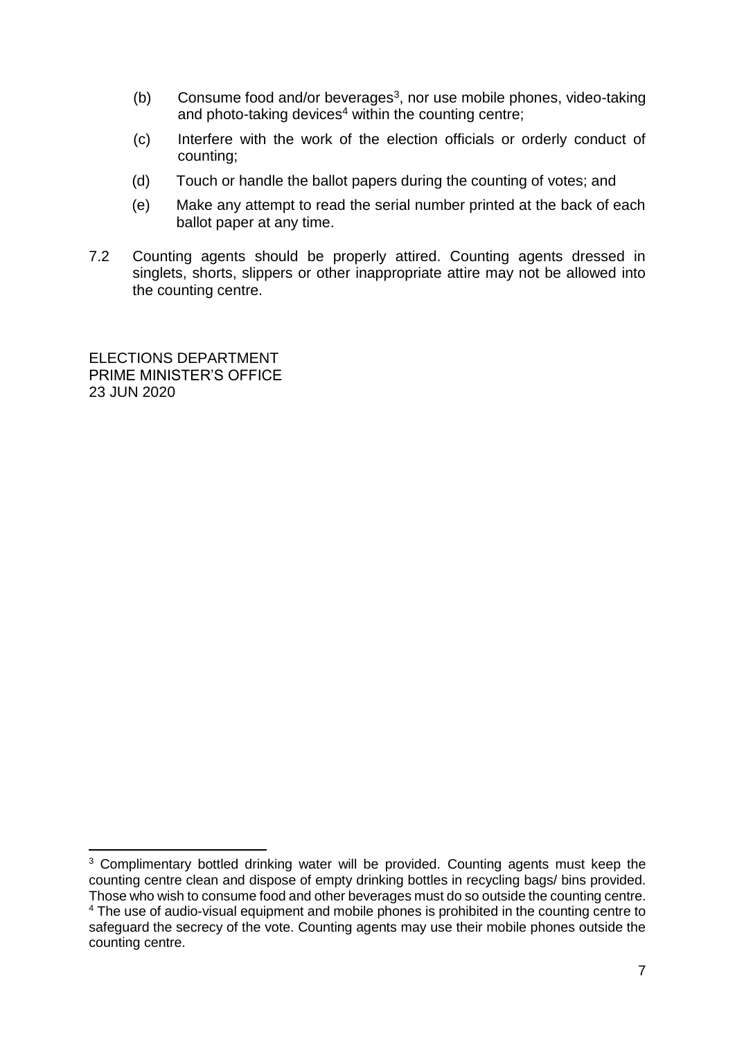(b) Consume food and/or beverages[3], nor use mobile phones, video-taking and photo-taking devices[4] within the counting centre;

(c) Interfere with the work of the election officials or orderly conduct of counting;

(d) Touch or handle the ballot papers during the counting of votes; and

(e) Make any attempt to read the serial number printed at the back of each ballot paper at any time.

7.2 Counting agents should be properly attired. Counting agents dressed in singlets, shorts, slippers or other inappropriate attire may not be allowed into the counting centre.

ELECTIONS DEPARTMENT
PRIME MINISTER'S OFFICE
23 JUN 2020

---

[3] Complimentary bottled drinking water will be provided. Counting agents must keep the counting centre clean and dispose of empty drinking bottles in recycling bags/ bins provided. Those who wish to consume food and other beverages must do so outside the counting centre.

[4] The use of audio-visual equipment and mobile phones is prohibited in the counting centre to safeguard the secrecy of the vote. Counting agents may use their mobile phones outside the counting centre.